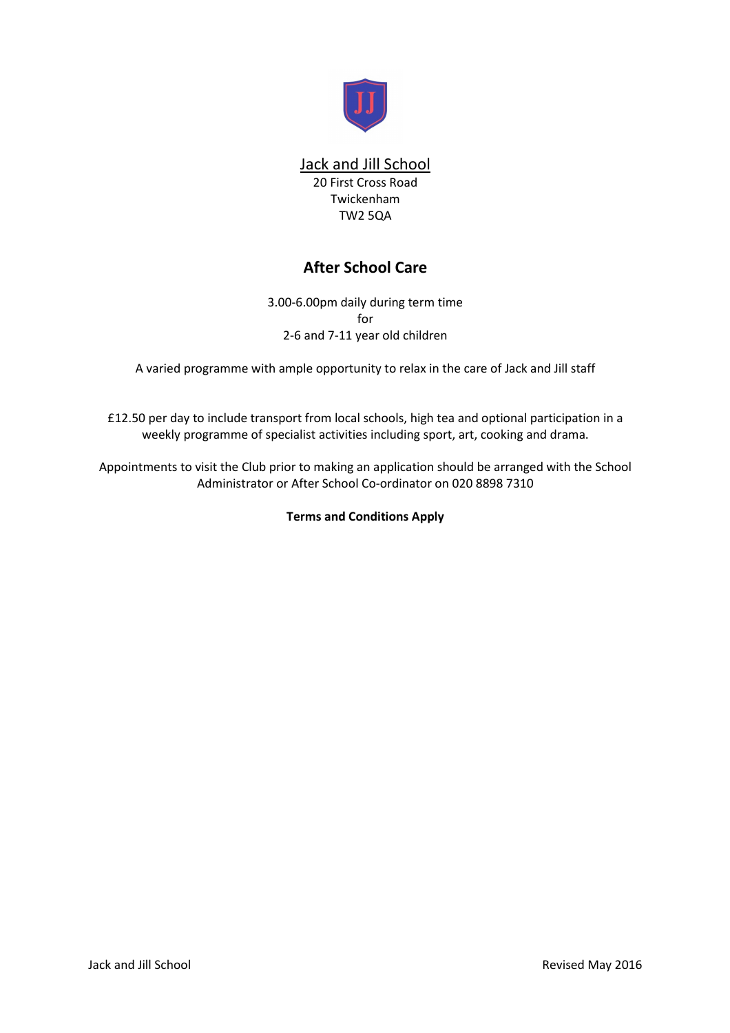# Jack and Jill School

20 First Cross Road
Twickenham
TW2 5QA

## After School Care

3.00-6.00pm daily during term time
for
2-6 and 7-11 year old children

A varied programme with ample opportunity to relax in the care of Jack and Jill staff

£12.50 per day to include transport from local schools, high tea and optional participation in a weekly programme of specialist activities including sport, art, cooking and drama.

Appointments to visit the Club prior to making an application should be arranged with the School Administrator or After School Co-ordinator on 020 8898 7310

**Terms and Conditions Apply**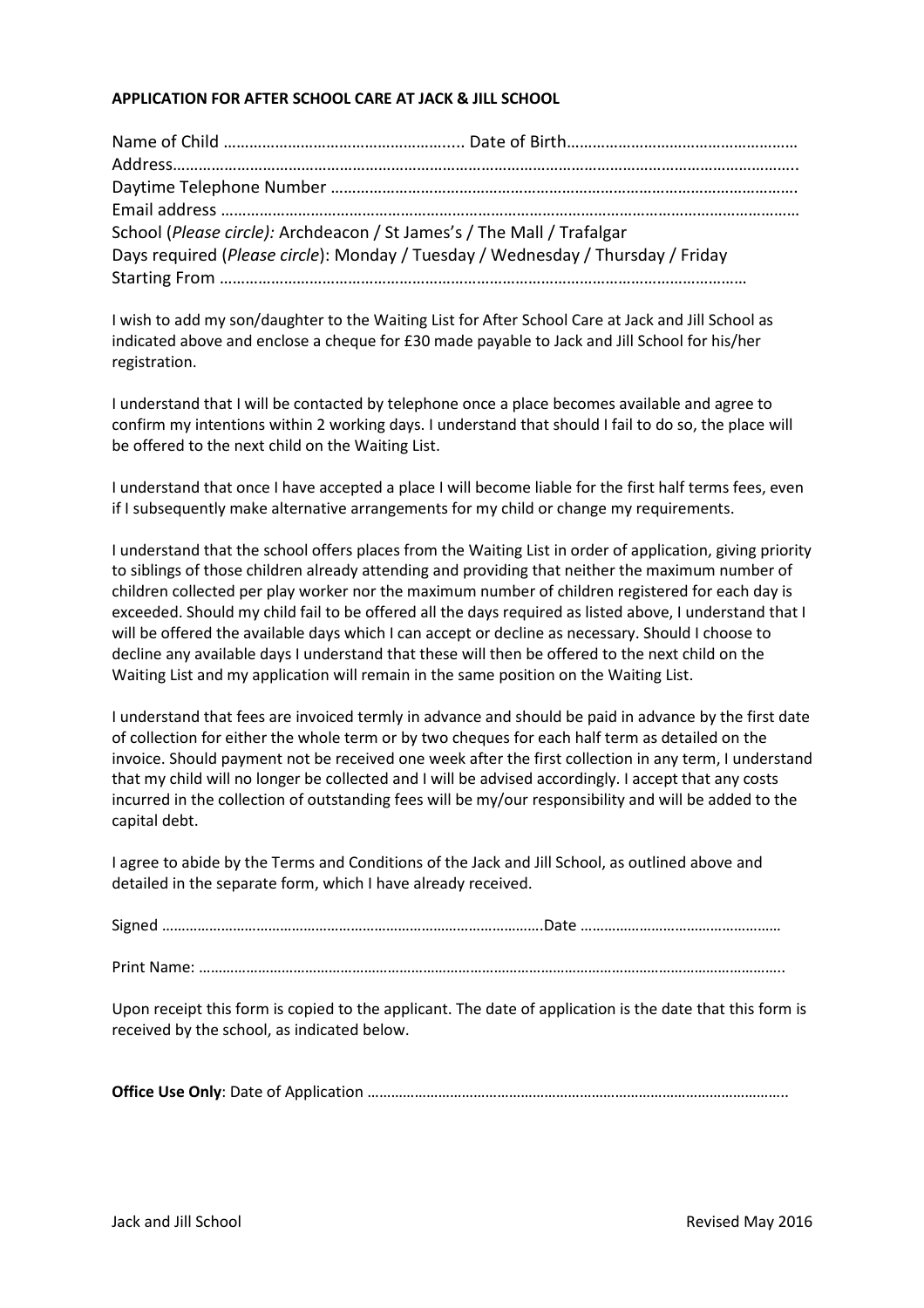**APPLICATION FOR AFTER SCHOOL CARE AT JACK & JILL SCHOOL**

Name of Child ……………………………………………..... Date of Birth………………………………………………
Address…………………………………………………………………………………………………………………………..
Daytime Telephone Number ……………………………………………………………………………………………..
Email address ……………………………………………………………………………………………………………………
School (*Please circle):* Archdeacon / St James's / The Mall / Trafalgar
Days required (*Please circle*): Monday / Tuesday / Wednesday / Thursday / Friday
Starting From ……………………………………………………………………………………………………………

I wish to add my son/daughter to the Waiting List for After School Care at Jack and Jill School as indicated above and enclose a cheque for £30 made payable to Jack and Jill School for his/her registration.

I understand that I will be contacted by telephone once a place becomes available and agree to confirm my intentions within 2 working days. I understand that should I fail to do so, the place will be offered to the next child on the Waiting List.

I understand that once I have accepted a place I will become liable for the first half terms fees, even if I subsequently make alternative arrangements for my child or change my requirements.

I understand that the school offers places from the Waiting List in order of application, giving priority to siblings of those children already attending and providing that neither the maximum number of children collected per play worker nor the maximum number of children registered for each day is exceeded. Should my child fail to be offered all the days required as listed above, I understand that I will be offered the available days which I can accept or decline as necessary. Should I choose to decline any available days I understand that these will then be offered to the next child on the Waiting List and my application will remain in the same position on the Waiting List.

I understand that fees are invoiced termly in advance and should be paid in advance by the first date of collection for either the whole term or by two cheques for each half term as detailed on the invoice. Should payment not be received one week after the first collection in any term, I understand that my child will no longer be collected and I will be advised accordingly. I accept that any costs incurred in the collection of outstanding fees will be my/our responsibility and will be added to the capital debt.

I agree to abide by the Terms and Conditions of the Jack and Jill School, as outlined above and detailed in the separate form, which I have already received.

Signed ………………………………………………………………………………….Date ……………………………………………

Print Name: ……………………………………………………………………………………………………………………………..

Upon receipt this form is copied to the applicant. The date of application is the date that this form is received by the school, as indicated below.

**Office Use Only**: Date of Application ……………………………………………………………………………………………..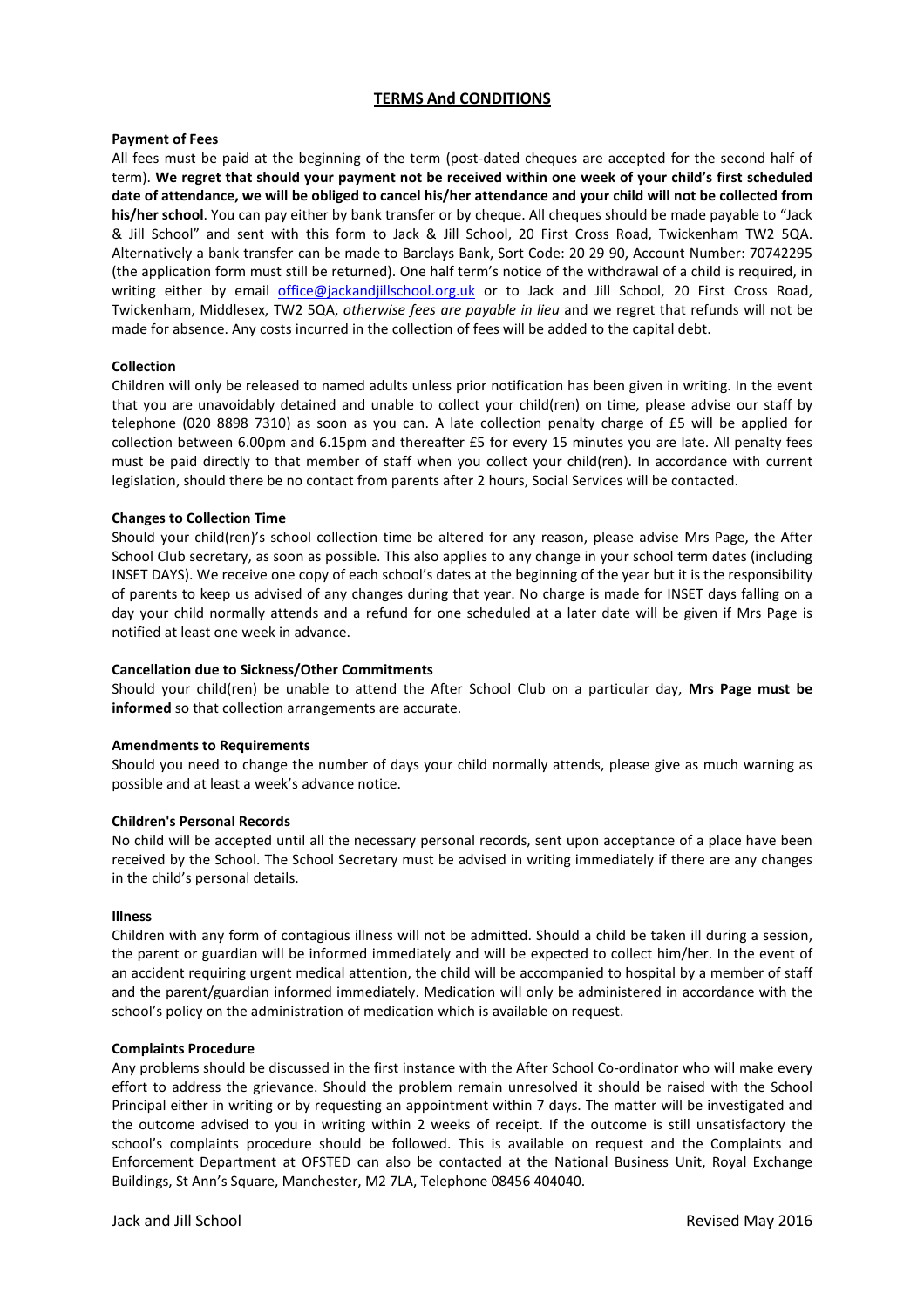# TERMS And CONDITIONS

**Payment of Fees**

All fees must be paid at the beginning of the term (post-dated cheques are accepted for the second half of term). **We regret that should your payment not be received within one week of your child's first scheduled date of attendance, we will be obliged to cancel his/her attendance and your child will not be collected from his/her school**. You can pay either by bank transfer or by cheque. All cheques should be made payable to "Jack & Jill School" and sent with this form to Jack & Jill School, 20 First Cross Road, Twickenham TW2 5QA. Alternatively a bank transfer can be made to Barclays Bank, Sort Code: 20 29 90, Account Number: 70742295 (the application form must still be returned). One half term's notice of the withdrawal of a child is required, in writing either by email office@jackandjillschool.org.uk or to Jack and Jill School, 20 First Cross Road, Twickenham, Middlesex, TW2 5QA, *otherwise fees are payable in lieu* and we regret that refunds will not be made for absence. Any costs incurred in the collection of fees will be added to the capital debt.

**Collection**

Children will only be released to named adults unless prior notification has been given in writing. In the event that you are unavoidably detained and unable to collect your child(ren) on time, please advise our staff by telephone (020 8898 7310) as soon as you can. A late collection penalty charge of £5 will be applied for collection between 6.00pm and 6.15pm and thereafter £5 for every 15 minutes you are late. All penalty fees must be paid directly to that member of staff when you collect your child(ren). In accordance with current legislation, should there be no contact from parents after 2 hours, Social Services will be contacted.

**Changes to Collection Time**

Should your child(ren)'s school collection time be altered for any reason, please advise Mrs Page, the After School Club secretary, as soon as possible. This also applies to any change in your school term dates (including INSET DAYS). We receive one copy of each school's dates at the beginning of the year but it is the responsibility of parents to keep us advised of any changes during that year. No charge is made for INSET days falling on a day your child normally attends and a refund for one scheduled at a later date will be given if Mrs Page is notified at least one week in advance.

**Cancellation due to Sickness/Other Commitments**

Should your child(ren) be unable to attend the After School Club on a particular day, **Mrs Page must be informed** so that collection arrangements are accurate.

**Amendments to Requirements**

Should you need to change the number of days your child normally attends, please give as much warning as possible and at least a week's advance notice.

**Children's Personal Records**

No child will be accepted until all the necessary personal records, sent upon acceptance of a place have been received by the School. The School Secretary must be advised in writing immediately if there are any changes in the child's personal details.

**Illness**

Children with any form of contagious illness will not be admitted. Should a child be taken ill during a session, the parent or guardian will be informed immediately and will be expected to collect him/her. In the event of an accident requiring urgent medical attention, the child will be accompanied to hospital by a member of staff and the parent/guardian informed immediately. Medication will only be administered in accordance with the school's policy on the administration of medication which is available on request.

**Complaints Procedure**

Any problems should be discussed in the first instance with the After School Co-ordinator who will make every effort to address the grievance. Should the problem remain unresolved it should be raised with the School Principal either in writing or by requesting an appointment within 7 days. The matter will be investigated and the outcome advised to you in writing within 2 weeks of receipt. If the outcome is still unsatisfactory the school's complaints procedure should be followed. This is available on request and the Complaints and Enforcement Department at OFSTED can also be contacted at the National Business Unit, Royal Exchange Buildings, St Ann's Square, Manchester, M2 7LA, Telephone 08456 404040.

Jack and Jill School Revised May 2016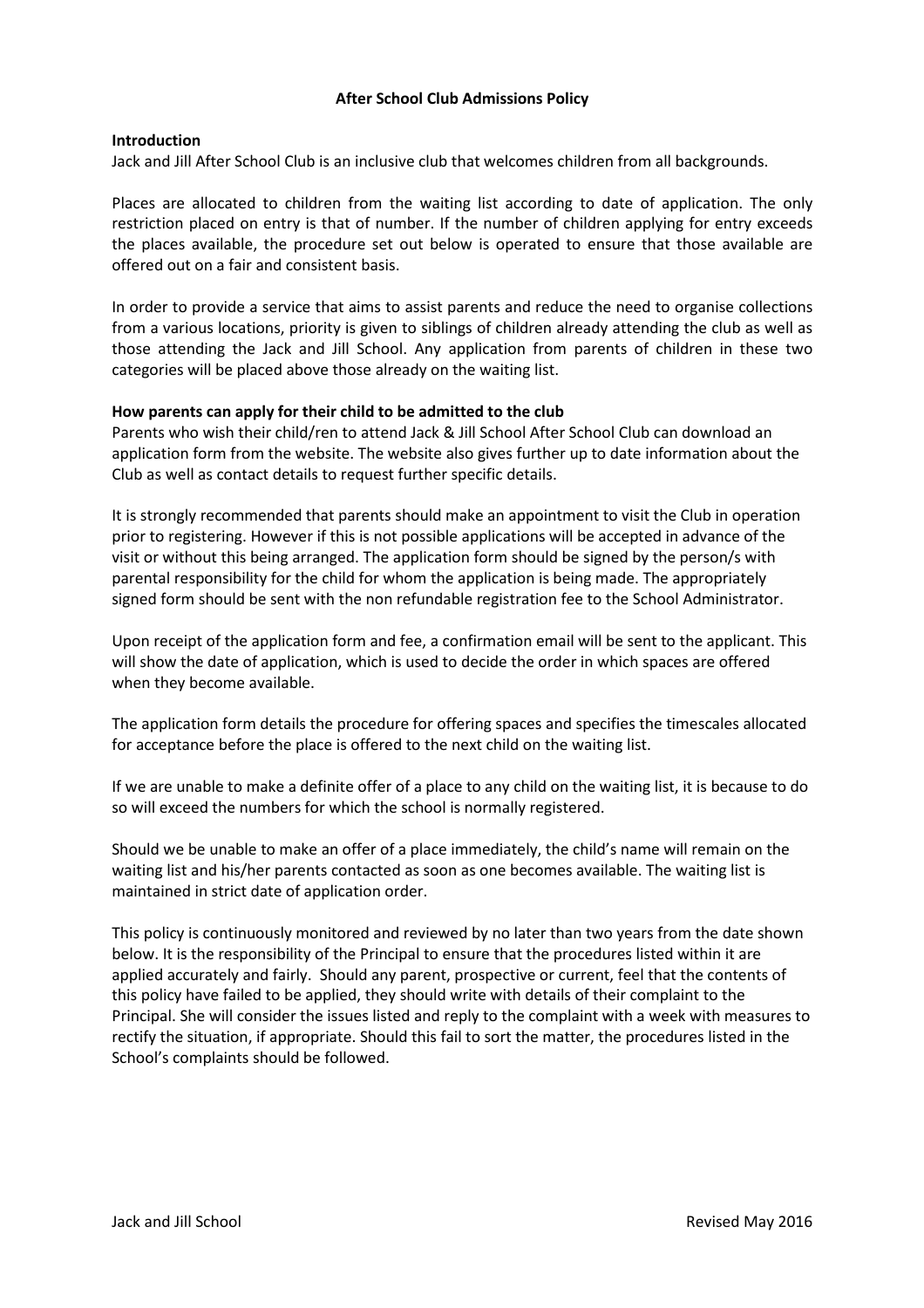# After School Club Admissions Policy

## Introduction

Jack and Jill After School Club is an inclusive club that welcomes children from all backgrounds.

Places are allocated to children from the waiting list according to date of application. The only restriction placed on entry is that of number. If the number of children applying for entry exceeds the places available, the procedure set out below is operated to ensure that those available are offered out on a fair and consistent basis.

In order to provide a service that aims to assist parents and reduce the need to organise collections from a various locations, priority is given to siblings of children already attending the club as well as those attending the Jack and Jill School. Any application from parents of children in these two categories will be placed above those already on the waiting list.

## How parents can apply for their child to be admitted to the club

Parents who wish their child/ren to attend Jack & Jill School After School Club can download an application form from the website. The website also gives further up to date information about the Club as well as contact details to request further specific details.

It is strongly recommended that parents should make an appointment to visit the Club in operation prior to registering. However if this is not possible applications will be accepted in advance of the visit or without this being arranged. The application form should be signed by the person/s with parental responsibility for the child for whom the application is being made. The appropriately signed form should be sent with the non refundable registration fee to the School Administrator.

Upon receipt of the application form and fee, a confirmation email will be sent to the applicant. This will show the date of application, which is used to decide the order in which spaces are offered when they become available.

The application form details the procedure for offering spaces and specifies the timescales allocated for acceptance before the place is offered to the next child on the waiting list.

If we are unable to make a definite offer of a place to any child on the waiting list, it is because to do so will exceed the numbers for which the school is normally registered.

Should we be unable to make an offer of a place immediately, the child's name will remain on the waiting list and his/her parents contacted as soon as one becomes available. The waiting list is maintained in strict date of application order.

This policy is continuously monitored and reviewed by no later than two years from the date shown below. It is the responsibility of the Principal to ensure that the procedures listed within it are applied accurately and fairly. Should any parent, prospective or current, feel that the contents of this policy have failed to be applied, they should write with details of their complaint to the Principal. She will consider the issues listed and reply to the complaint with a week with measures to rectify the situation, if appropriate. Should this fail to sort the matter, the procedures listed in the School's complaints should be followed.

Jack and Jill School Revised May 2016